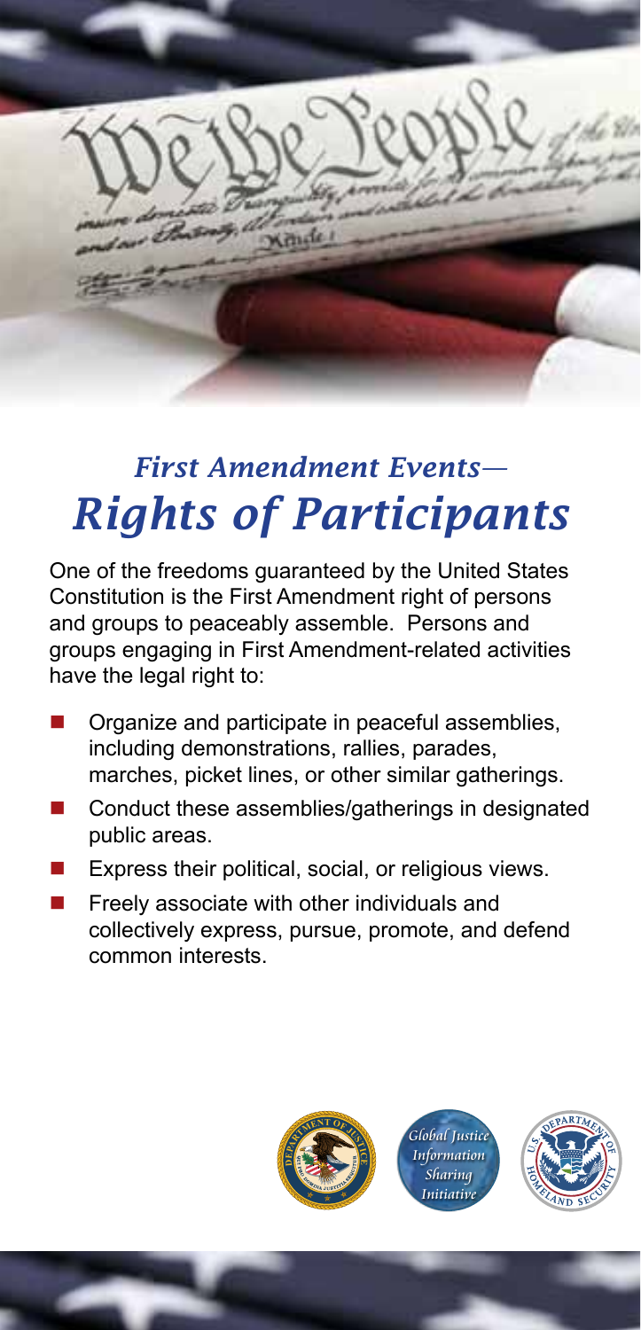# *First Amendment Events—*
# *Rights of Participants*

One of the freedoms guaranteed by the United States Constitution is the First Amendment right of persons and groups to peaceably assemble. Persons and groups engaging in First Amendment-related activities have the legal right to:

- Organize and participate in peaceful assemblies, including demonstrations, rallies, parades, marches, picket lines, or other similar gatherings.
- Conduct these assemblies/gatherings in designated public areas.
- Express their political, social, or religious views.
- Freely associate with other individuals and collectively express, pursue, promote, and defend common interests.

*Global Justice Information Sharing Initiative*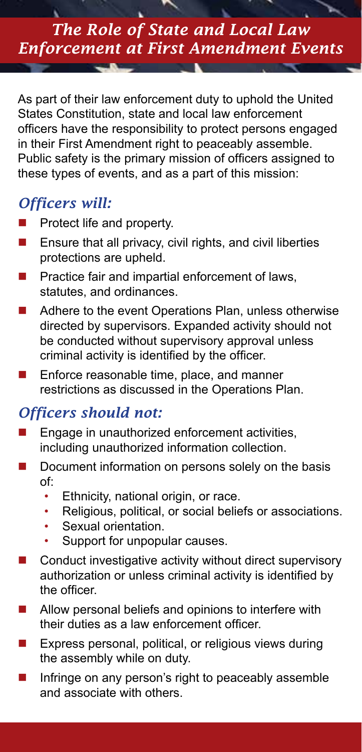# *The Role of State and Local Law Enforcement at First Amendment Events*

As part of their law enforcement duty to uphold the United States Constitution, state and local law enforcement officers have the responsibility to protect persons engaged in their First Amendment right to peaceably assemble. Public safety is the primary mission of officers assigned to these types of events, and as a part of this mission:

## *Officers will:*

- Protect life and property.
- Ensure that all privacy, civil rights, and civil liberties protections are upheld.
- Practice fair and impartial enforcement of laws, statutes, and ordinances.
- Adhere to the event Operations Plan, unless otherwise directed by supervisors. Expanded activity should not be conducted without supervisory approval unless criminal activity is identified by the officer.
- Enforce reasonable time, place, and manner restrictions as discussed in the Operations Plan.

## *Officers should not:*

- Engage in unauthorized enforcement activities, including unauthorized information collection.
- Document information on persons solely on the basis of:
  - Ethnicity, national origin, or race.
  - Religious, political, or social beliefs or associations.
  - Sexual orientation.
  - Support for unpopular causes.
- Conduct investigative activity without direct supervisory authorization or unless criminal activity is identified by the officer.
- Allow personal beliefs and opinions to interfere with their duties as a law enforcement officer.
- Express personal, political, or religious views during the assembly while on duty.
- Infringe on any person's right to peaceably assemble and associate with others.